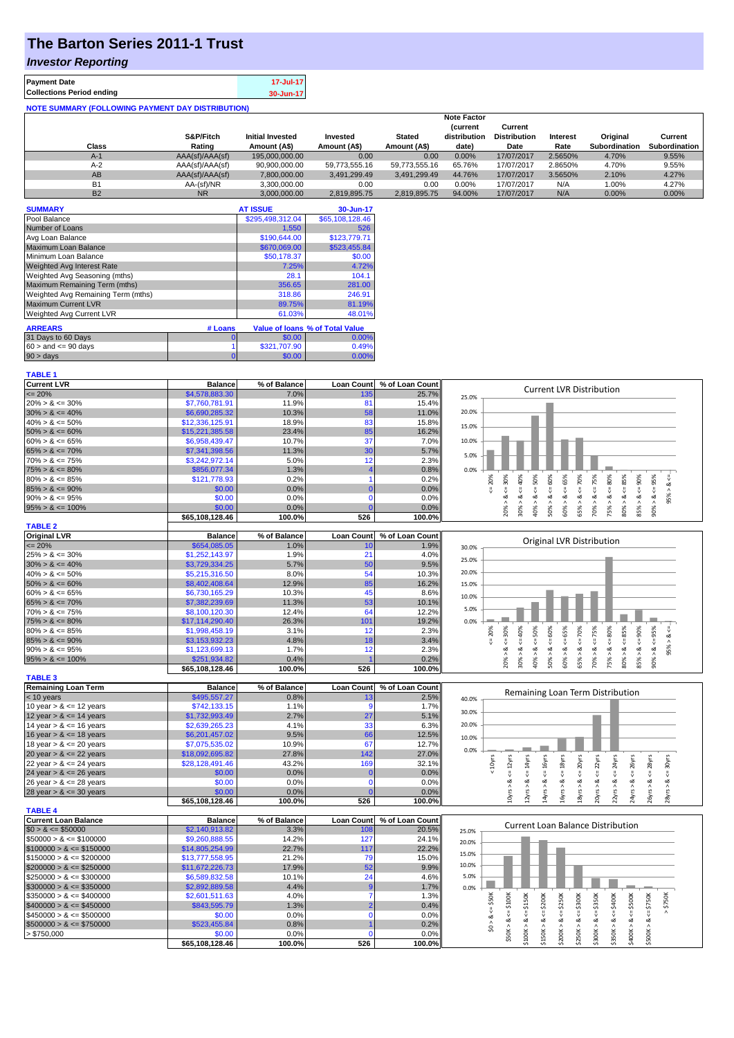# The Barton Series 2011-1 Trust

## *Investor Reporting*

| | |
|---|---|
| **Payment Date** | 17-Jul-17 |
| **Collections Period ending** | 30-Jun-17 |

**NOTE SUMMARY (FOLLOWING PAYMENT DAY DISTRIBUTION)**

| Class | S&P/Fitch Rating | Initial Invested Amount (A$) | Invested Amount (A$) | Stated Amount (A$) | Note Factor (current distribution date) | Current Distribution Date | Interest Rate | Original Subordination | Current Subordination |
|---|---|---|---|---|---|---|---|---|---|
| A-1 | AAA(sf)/AAA(sf) | 195,000,000.00 | 0.00 | 0.00 | 0.00% | 17/07/2017 | 2.5650% | 4.70% | 9.55% |
| A-2 | AAA(sf)/AAA(sf) | 90,900,000.00 | 59,773,555.16 | 59,773,555.16 | 65.76% | 17/07/2017 | 2.8650% | 4.70% | 9.55% |
| AB | AAA(sf)/AAA(sf) | 7,800,000.00 | 3,491,299.49 | 3,491,299.49 | 44.76% | 17/07/2017 | 3.5650% | 2.10% | 4.27% |
| B1 | AA-(sf)/NR | 3,300,000.00 | 0.00 | 0.00 | 0.00% | 17/07/2017 | N/A | 1.00% | 4.27% |
| B2 | NR | 3,000,000.00 | 2,819,895.75 | 2,819,895.75 | 94.00% | 17/07/2017 | N/A | 0.00% | 0.00% |

| SUMMARY | AT ISSUE | 30-Jun-17 |
|---|---|---|
| Pool Balance | $295,498,312.04 | $65,108,128.46 |
| Number of Loans | 1,550 | 526 |
| Avg Loan Balance | $190,644.00 | $123,779.71 |
| Maximum Loan Balance | $670,069.00 | $523,455.84 |
| Minimum Loan Balance | $50,178.37 | $0.00 |
| Weighted Avg Interest Rate | 7.25% | 4.72% |
| Weighted Avg Seasoning (mths) | 28.1 | 104.1 |
| Maximum Remaining Term (mths) | 356.65 | 281.00 |
| Weighted Avg Remaining Term (mths) | 318.86 | 246.91 |
| Maximum Current LVR | 89.75% | 81.19% |
| Weighted Avg Current LVR | 61.03% | 48.01% |

| ARREARS | # Loans | Value of loans | % of Total Value |
|---|---|---|---|
| 31 Days to 60 Days | 0 | $0.00 | 0.00% |
| 60 > and <= 90 days | 1 | $321,707.90 | 0.49% |
| 90 > days | 0 | $0.00 | 0.00% |

**TABLE 1**

| Current LVR | Balance | % of Balance | Loan Count | % of Loan Count |
|---|---|---|---|---|
| <= 20% | $4,578,883.30 | 7.0% | 135 | 25.7% |
| 20% > & <= 30% | $7,760,781.91 | 11.9% | 81 | 15.4% |
| 30% > & <= 40% | $6,690,285.32 | 10.3% | 58 | 11.0% |
| 40% > & <= 50% | $12,336,125.91 | 18.9% | 83 | 15.8% |
| 50% > & <= 60% | $15,221,385.58 | 23.4% | 85 | 16.2% |
| 60% > & <= 65% | $6,958,439.47 | 10.7% | 37 | 7.0% |
| 65% > & <= 70% | $7,341,398.56 | 11.3% | 30 | 5.7% |
| 70% > & <= 75% | $3,242,972.14 | 5.0% | 12 | 2.3% |
| 75% > & <= 80% | $856,077.34 | 1.3% | 4 | 0.8% |
| 80% > & <= 85% | $121,778.93 | 0.2% | 1 | 0.2% |
| 85% > & <= 90% | $0.00 | 0.0% | 0 | 0.0% |
| 90% > & <= 95% | $0.00 | 0.0% | 0 | 0.0% |
| 95% > & <= 100% | $0.00 | 0.0% | 0 | 0.0% |
| | $65,108,128.46 | 100.0% | 526 | 100.0% |

**TABLE 2**

| Original LVR | Balance | % of Balance | Loan Count | % of Loan Count |
|---|---|---|---|---|
| <= 20% | $654,085.05 | 1.0% | 10 | 1.9% |
| 25% > & <= 30% | $1,252,143.97 | 1.9% | 21 | 4.0% |
| 30% > & <= 40% | $3,729,334.25 | 5.7% | 50 | 9.5% |
| 40% > & <= 50% | $5,215,316.50 | 8.0% | 54 | 10.3% |
| 50% > & <= 60% | $8,402,408.64 | 12.9% | 85 | 16.2% |
| 60% > & <= 65% | $6,730,165.29 | 10.3% | 45 | 8.6% |
| 65% > & <= 70% | $7,382,239.69 | 11.3% | 53 | 10.1% |
| 70% > & <= 75% | $8,100,120.30 | 12.4% | 64 | 12.2% |
| 75% > & <= 80% | $17,114,290.40 | 26.3% | 101 | 19.2% |
| 80% > & <= 85% | $1,998,458.19 | 3.1% | 12 | 2.3% |
| 85% > & <= 90% | $3,153,932.23 | 4.8% | 18 | 3.4% |
| 90% > & <= 95% | $1,123,699.13 | 1.7% | 12 | 2.3% |
| 95% > & <= 100% | $251,934.82 | 0.4% | 1 | 0.2% |
| | $65,108,128.46 | 100.0% | 526 | 100.0% |

**TABLE 3**

| Remaining Loan Term | Balance | % of Balance | Loan Count | % of Loan Count |
|---|---|---|---|---|
| < 10 years | $495,557.27 | 0.8% | 13 | 2.5% |
| 10 year > & <= 12 years | $742,133.15 | 1.1% | 9 | 1.7% |
| 12 year > & <= 14 years | $1,732,993.49 | 2.7% | 27 | 5.1% |
| 14 year > & <= 16 years | $2,639,265.23 | 4.1% | 33 | 6.3% |
| 16 year > & <= 18 years | $6,201,457.02 | 9.5% | 66 | 12.5% |
| 18 year > & <= 20 years | $7,075,535.02 | 10.9% | 67 | 12.7% |
| 20 year > & <= 22 years | $18,092,695.82 | 27.8% | 142 | 27.0% |
| 22 year > & <= 24 years | $28,128,491.46 | 43.2% | 169 | 32.1% |
| 24 year > & <= 26 years | $0.00 | 0.0% | 0 | 0.0% |
| 26 year > & <= 28 years | $0.00 | 0.0% | 0 | 0.0% |
| 28 year > & <= 30 years | $0.00 | 0.0% | 0 | 0.0% |
| | $65,108,128.46 | 100.0% | 526 | 100.0% |

**TABLE 4**

| Current Loan Balance | Balance | % of Balance | Loan Count | % of Loan Count |
|---|---|---|---|---|
| $0 > & <= $50000 | $2,140,913.82 | 3.3% | 108 | 20.5% |
| $50000 > & <= $100000 | $9,260,888.55 | 14.2% | 127 | 24.1% |
| $100000 > & <= $150000 | $14,805,254.99 | 22.7% | 117 | 22.2% |
| $150000 > & <= $200000 | $13,777,558.95 | 21.2% | 79 | 15.0% |
| $200000 > & <= $250000 | $11,672,226.73 | 17.9% | 52 | 9.9% |
| $250000 > & <= $300000 | $6,589,832.58 | 10.1% | 24 | 4.6% |
| $300000 > & <= $350000 | $2,892,889.58 | 4.4% | 9 | 1.7% |
| $350000 > & <= $400000 | $2,601,511.63 | 4.0% | 7 | 1.3% |
| $400000 > & <= $450000 | $843,595.79 | 1.3% | 2 | 0.4% |
| $450000 > & <= $500000 | $0.00 | 0.0% | 0 | 0.0% |
| $500000 > & <= $750000 | $523,455.84 | 0.8% | 1 | 0.2% |
| > $750,000 | $0.00 | 0.0% | 0 | 0.0% |
| | $65,108,128.46 | 100.0% | 526 | 100.0% |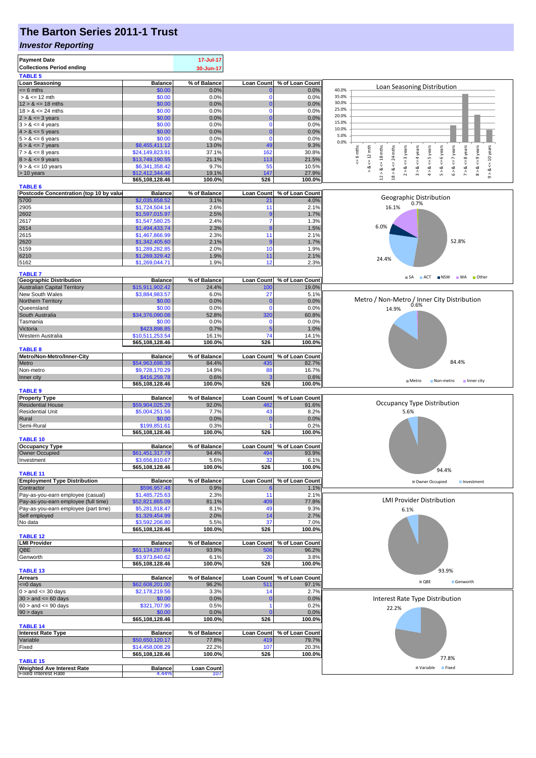# The Barton Series 2011-1 Trust

## *Investor Reporting*

| Payment Date | 17-Jul-17 |
|---|---|
| Collections Period ending | 30-Jun-17 |

**TABLE 5**

| Loan Seasoning | Balance | % of Balance | Loan Count | % of Loan Count |
|---|---|---|---|---|
| <= 6 mths | $0.00 | 0.0% | 0 | 0.0% |
| > & <= 12 mth | $0.00 | 0.0% | 0 | 0.0% |
| 12 > & <= 18 mths | $0.00 | 0.0% | 0 | 0.0% |
| 18 > & <= 24 mths | $0.00 | 0.0% | 0 | 0.0% |
| 2 > & <= 3 years | $0.00 | 0.0% | 0 | 0.0% |
| 3 > & <= 4 years | $0.00 | 0.0% | 0 | 0.0% |
| 4 > & <= 5 years | $0.00 | 0.0% | 0 | 0.0% |
| 5 > & <= 6 years | $0.00 | 0.0% | 0 | 0.0% |
| 6 > & <= 7 years | $8,455,411.12 | 13.0% | 49 | 9.3% |
| 7 > & <= 8 years | $24,149,823.91 | 37.1% | 162 | 30.8% |
| 8 > & <= 9 years | $13,749,190.55 | 21.1% | 113 | 21.5% |
| 9 > & <= 10 years | $6,341,358.42 | 9.7% | 55 | 10.5% |
| > 10 years | $12,412,344.46 | 19.1% | 147 | 27.9% |
| | $65,108,128.46 | 100.0% | 526 | 100.0% |

**TABLE 6**

| Postcode Concentration (top 10 by value) | Balance | % of Balance | Loan Count | % of Loan Count |
|---|---|---|---|---|
| 5700 | $2,035,858.52 | 3.1% | 21 | 4.0% |
| 2905 | $1,724,504.14 | 2.6% | 11 | 2.1% |
| 2602 | $1,597,015.97 | 2.5% | 9 | 1.7% |
| 2617 | $1,547,580.25 | 2.4% | 7 | 1.3% |
| 2614 | $1,494,433.74 | 2.3% | 8 | 1.5% |
| 2615 | $1,467,866.99 | 2.3% | 11 | 2.1% |
| 2620 | $1,342,405.60 | 2.1% | 9 | 1.7% |
| 5159 | $1,289,282.85 | 2.0% | 10 | 1.9% |
| 6210 | $1,269,329.42 | 1.9% | 11 | 2.1% |
| 5162 | $1,269,044.71 | 1.9% | 12 | 2.3% |

**TABLE 7**

| Geographic Distribution | Balance | % of Balance | Loan Count | % of Loan Count |
|---|---|---|---|---|
| Australian Capital Territory | $15,911,902.42 | 24.4% | 100 | 19.0% |
| New South Wales | $3,884,983.57 | 6.0% | 27 | 5.1% |
| Northern Territory | $0.00 | 0.0% | 0 | 0.0% |
| Queensland | $0.00 | 0.0% | 0 | 0.0% |
| South Australia | $34,376,090.08 | 52.8% | 320 | 60.8% |
| Tasmania | $0.00 | 0.0% | 0 | 0.0% |
| Victoria | $423,898.85 | 0.7% | 5 | 1.0% |
| Western Australia | $10,511,253.54 | 16.1% | 74 | 14.1% |
| | $65,108,128.46 | 100.0% | 526 | 100.0% |

**TABLE 8**

| Metro/Non-Metro/Inner-City | Balance | % of Balance | Loan Count | % of Loan Count |
|---|---|---|---|---|
| Metro | $54,963,698.39 | 84.4% | 435 | 82.7% |
| Non-metro | $9,728,170.29 | 14.9% | 88 | 16.7% |
| Inner city | $416,259.78 | 0.6% | 3 | 0.6% |
| | $65,108,128.46 | 100.0% | 526 | 100.0% |

**TABLE 9**

| Property Type | Balance | % of Balance | Loan Count | % of Loan Count |
|---|---|---|---|---|
| Residential House | $59,904,025.29 | 92.0% | 482 | 91.6% |
| Residential Unit | $5,004,251.56 | 7.7% | 43 | 8.2% |
| Rural | $0.00 | 0.0% | 0 | 0.0% |
| Semi-Rural | $199,851.61 | 0.3% | 1 | 0.2% |
| | $65,108,128.46 | 100.0% | 526 | 100.0% |

**TABLE 10**

| Occupancy Type | Balance | % of Balance | Loan Count | % of Loan Count |
|---|---|---|---|---|
| Owner Occupied | $61,451,317.79 | 94.4% | 494 | 93.9% |
| Investment | $3,656,810.67 | 5.6% | 32 | 6.1% |
| | $65,108,128.46 | 100.0% | 526 | 100.0% |

**TABLE 11**

| Employment Type Distribution | Balance | % of Balance | Loan Count | % of Loan Count |
|---|---|---|---|---|
| Contractor | $596,957.48 | 0.9% | 6 | 1.1% |
| Pay-as-you-earn employee (casual) | $1,485,725.63 | 2.3% | 11 | 2.1% |
| Pay-as-you-earn employee (full time) | $52,821,865.09 | 81.1% | 409 | 77.8% |
| Pay-as-you-earn employee (part time) | $5,281,918.47 | 8.1% | 49 | 9.3% |
| Self employed | $1,329,454.99 | 2.0% | 14 | 2.7% |
| No data | $3,592,206.80 | 5.5% | 37 | 7.0% |
| | $65,108,128.46 | 100.0% | 526 | 100.0% |

**TABLE 12**

| LMI Provider | Balance | % of Balance | Loan Count | % of Loan Count |
|---|---|---|---|---|
| QBE | $61,134,287.84 | 93.9% | 506 | 96.2% |
| Genworth | $3,973,840.62 | 6.1% | 20 | 3.8% |
| | $65,108,128.46 | 100.0% | 526 | 100.0% |

**TABLE 13**

| Arrears | Balance | % of Balance | Loan Count | % of Loan Count |
|---|---|---|---|---|
| <=0 days | $62,608,201.00 | 96.2% | 511 | 97.1% |
| 0 > and <= 30 days | $2,178,219.56 | 3.3% | 14 | 2.7% |
| 30 > and <= 60 days | $0.00 | 0.0% | 0 | 0.0% |
| 60 > and <= 90 days | $321,707.90 | 0.5% | 1 | 0.2% |
| 90 > days | $0.00 | 0.0% | 0 | 0.0% |
| | $65,108,128.46 | 100.0% | 526 | 100.0% |

**TABLE 14**

| Interest Rate Type | Balance | % of Balance | Loan Count | % of Loan Count |
|---|---|---|---|---|
| Variable | $50,650,120.17 | 77.8% | 419 | 79.7% |
| Fixed | $14,458,008.29 | 22.2% | 107 | 20.3% |
| | $65,108,128.46 | 100.0% | 526 | 100.0% |

**TABLE 15**

| Weighted Ave Interest Rate | Balance | Loan Count |
|---|---|---|
| Fixed Interest Rate | 4.44% | 107 |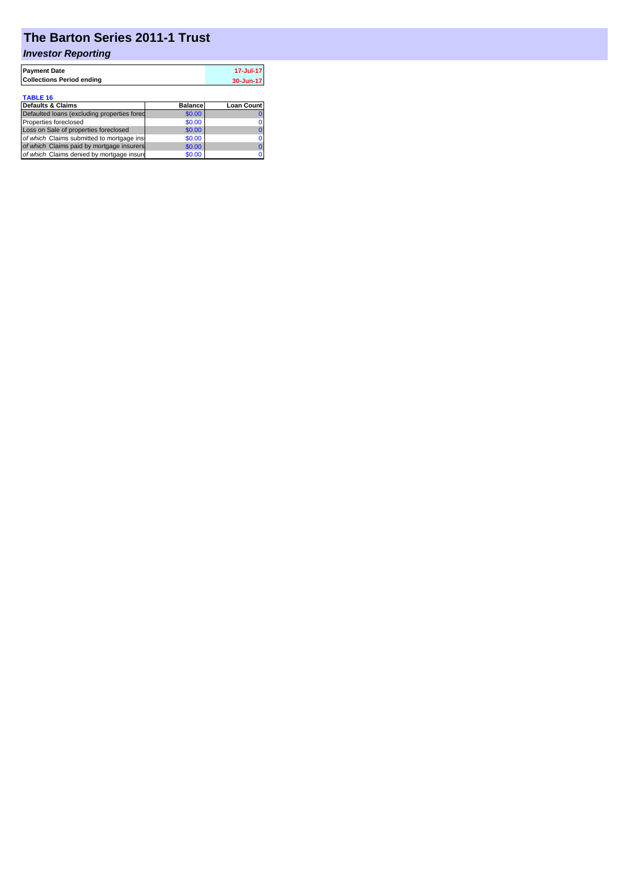# The Barton Series 2011-1 Trust

## *Investor Reporting*

| | |
|---|---|
| **Payment Date** | 17-Jul-17 |
| **Collections Period ending** | 30-Jun-17 |

**TABLE 16**

| Defaults & Claims | Balance | Loan Count |
|---|---|---|
| Defaulted loans (excluding properties forec | $0.00 | 0 |
| Properties foreclosed | $0.00 | 0 |
| Loss on Sale of properties foreclosed | $0.00 | 0 |
| *of which* Claims submitted to mortgage ins | $0.00 | 0 |
| *of which* Claims paid by mortgage insurers | $0.00 | 0 |
| *of which* Claims denied by mortgage insure | $0.00 | 0 |